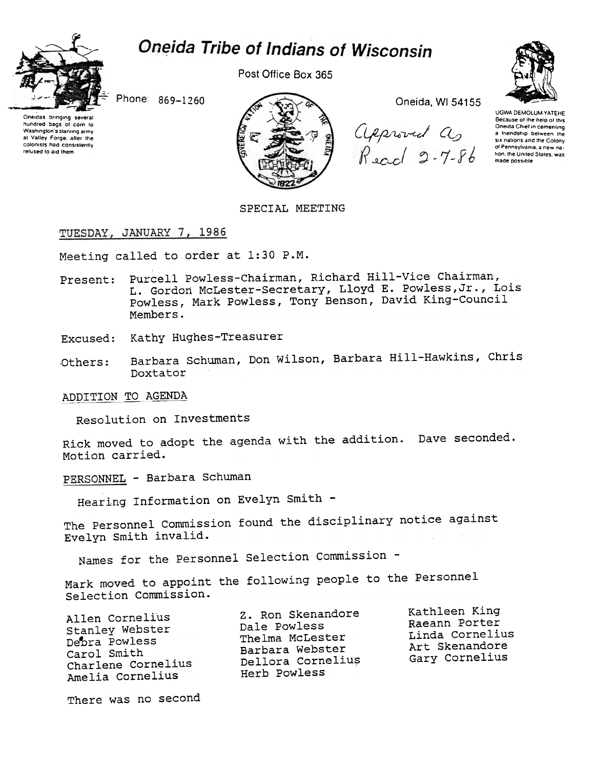# Oneida Tribe of Indians of Wisconsin

Post Office Box 365

Phone: 869-1260

Oneida, WI 54155

Oneidas bringing several hundred bags of corn to Washington's starving army at Valley Forge, after the colonists had consistently refused to aid them

UGWA DEMOLUM YATEHE
Because of the help of this Oneida Chief in cementing a friendship between the six nations and the Colony of Pennsylvania, a new nation, the United States, was made possible

*Approved as Read 2-7-86*

SPECIAL MEETING

TUESDAY, JANUARY 7, 1986

Meeting called to order at 1:30 P.M.

Present: Purcell Powless-Chairman, Richard Hill-Vice Chairman, L. Gordon McLester-Secretary, Lloyd E. Powless, Jr., Lois Powless, Mark Powless, Tony Benson, David King-Council Members.

Excused: Kathy Hughes-Treasurer

Others: Barbara Schuman, Don Wilson, Barbara Hill-Hawkins, Chris Doxtator

ADDITION TO AGENDA

Resolution on Investments

Rick moved to adopt the agenda with the addition. Dave seconded. Motion carried.

PERSONNEL - Barbara Schuman

Hearing Information on Evelyn Smith -

The Personnel Commission found the disciplinary notice against Evelyn Smith invalid.

Names for the Personnel Selection Commission -

Mark moved to appoint the following people to the Personnel Selection Commission.

Allen Cornelius
Stanley Webster
Debra Powless
Carol Smith
Charlene Cornelius
Amelia Cornelius
Z. Ron Skenandore
Dale Powless
Thelma McLester
Barbara Webster
Dellora Cornelius
Herb Powless
Kathleen King
Raeann Porter
Linda Cornelius
Art Skenandore
Gary Cornelius

There was no second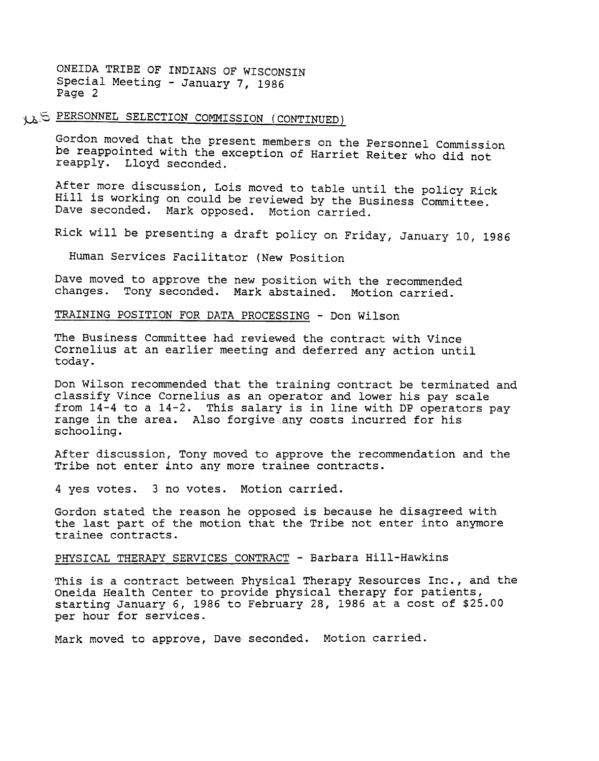ONEIDA TRIBE OF INDIANS OF WISCONSIN
Special Meeting - January 7, 1986
Page 2

## PERSONNEL SELECTION COMMISSION (CONTINUED)

Gordon moved that the present members on the Personnel Commission be reappointed with the exception of Harriet Reiter who did not reapply. Lloyd seconded.

After more discussion, Lois moved to table until the policy Rick Hill is working on could be reviewed by the Business Committee. Dave seconded. Mark opposed. Motion carried.

Rick will be presenting a draft policy on Friday, January 10, 1986

Human Services Facilitator (New Position

Dave moved to approve the new position with the recommended changes. Tony seconded. Mark abstained. Motion carried.

## TRAINING POSITION FOR DATA PROCESSING - Don Wilson

The Business Committee had reviewed the contract with Vince Cornelius at an earlier meeting and deferred any action until today.

Don Wilson recommended that the training contract be terminated and classify Vince Cornelius as an operator and lower his pay scale from 14-4 to a 14-2. This salary is in line with DP operators pay range in the area. Also forgive any costs incurred for his schooling.

After discussion, Tony moved to approve the recommendation and the Tribe not enter into any more trainee contracts.

4 yes votes. 3 no votes. Motion carried.

Gordon stated the reason he opposed is because he disagreed with the last part of the motion that the Tribe not enter into anymore trainee contracts.

## PHYSICAL THERAPY SERVICES CONTRACT - Barbara Hill-Hawkins

This is a contract between Physical Therapy Resources Inc., and the Oneida Health Center to provide physical therapy for patients, starting January 6, 1986 to February 28, 1986 at a cost of $25.00 per hour for services.

Mark moved to approve, Dave seconded. Motion carried.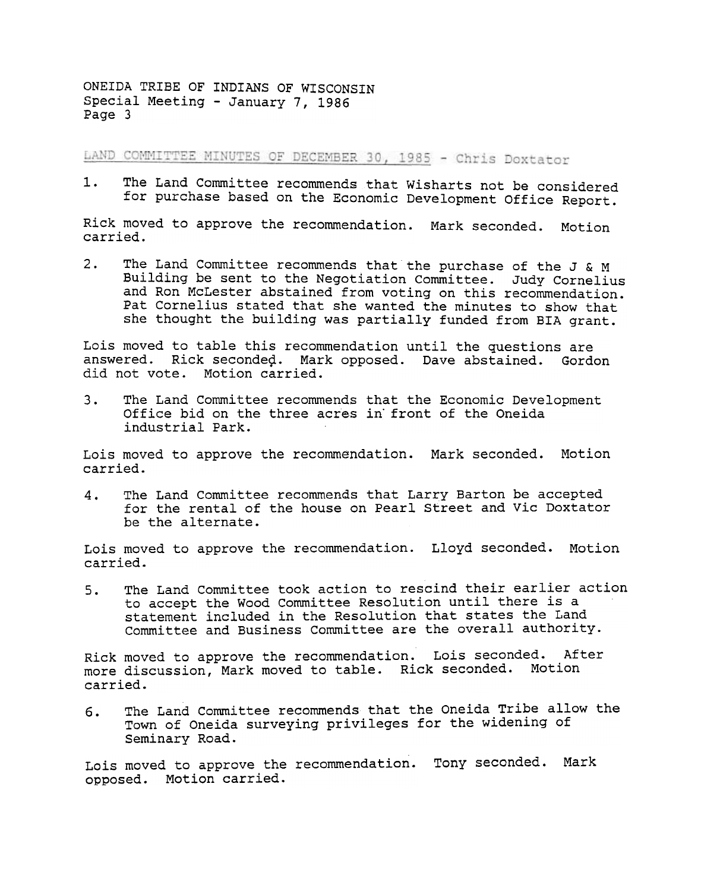ONEIDA TRIBE OF INDIANS OF WISCONSIN
Special Meeting - January 7, 1986
Page 3

LAND COMMITTEE MINUTES OF DECEMBER 30, 1985 - Chris Doxtator

1. The Land Committee recommends that Wisharts not be considered for purchase based on the Economic Development Office Report.

Rick moved to approve the recommendation. Mark seconded. Motion carried.

2. The Land Committee recommends that the purchase of the J & M Building be sent to the Negotiation Committee. Judy Cornelius and Ron McLester abstained from voting on this recommendation. Pat Cornelius stated that she wanted the minutes to show that she thought the building was partially funded from BIA grant.

Lois moved to table this recommendation until the questions are answered. Rick seconded. Mark opposed. Dave abstained. Gordon did not vote. Motion carried.

3. The Land Committee recommends that the Economic Development Office bid on the three acres in front of the Oneida industrial Park.

Lois moved to approve the recommendation. Mark seconded. Motion carried.

4. The Land Committee recommends that Larry Barton be accepted for the rental of the house on Pearl Street and Vic Doxtator be the alternate.

Lois moved to approve the recommendation. Lloyd seconded. Motion carried.

5. The Land Committee took action to rescind their earlier action to accept the Wood Committee Resolution until there is a statement included in the Resolution that states the Land Committee and Business Committee are the overall authority.

Rick moved to approve the recommendation. Lois seconded. After more discussion, Mark moved to table. Rick seconded. Motion carried.

6. The Land Committee recommends that the Oneida Tribe allow the Town of Oneida surveying privileges for the widening of Seminary Road.

Lois moved to approve the recommendation. Tony seconded. Mark opposed. Motion carried.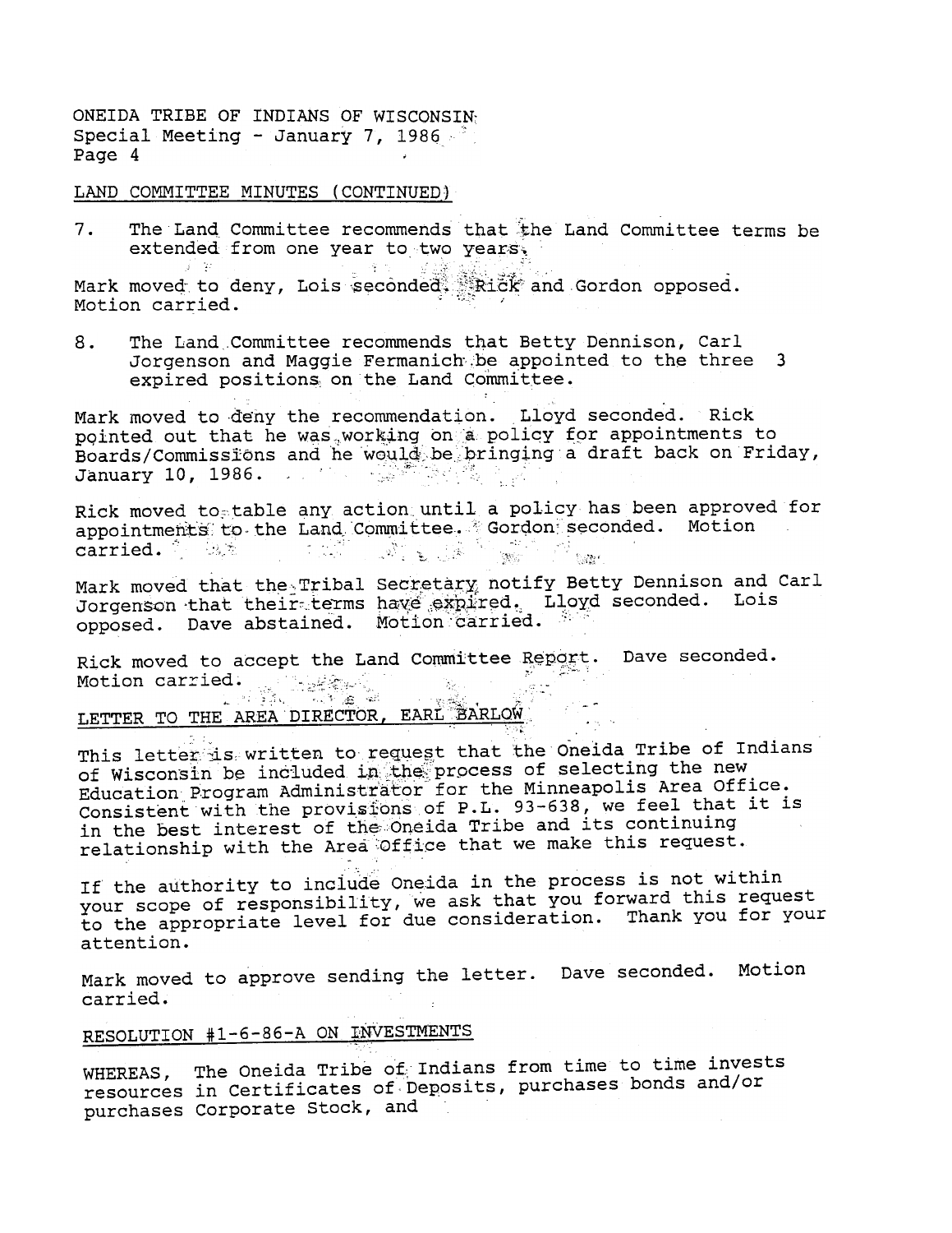LAND COMMITTEE MINUTES (CONTINUED)

7. The Land Committee recommends that the Land Committee terms be extended from one year to two years.

Mark moved to deny, Lois seconded. Rick and Gordon opposed. Motion carried.

8. The Land Committee recommends that Betty Dennison, Carl Jorgenson and Maggie Fermanich be appointed to the three 3 expired positions on the Land Committee.

Mark moved to deny the recommendation. Lloyd seconded. Rick pointed out that he was working on a policy for appointments to Boards/Commissions and he would be bringing a draft back on Friday, January 10, 1986.

Rick moved to table any action until a policy has been approved for appointments to the Land Committee. Gordon seconded. Motion carried.

Mark moved that the Tribal Secretary notify Betty Dennison and Carl Jorgenson that their terms have expired. Lloyd seconded. Lois opposed. Dave abstained. Motion carried.

Rick moved to accept the Land Committee Report. Dave seconded. Motion carried.

LETTER TO THE AREA DIRECTOR, EARL BARLOW

This letter is written to request that the Oneida Tribe of Indians of Wisconsin be included in the process of selecting the new Education Program Administrator for the Minneapolis Area Office. Consistent with the provisions of P.L. 93-638, we feel that it is in the best interest of the Oneida Tribe and its continuing relationship with the Area Office that we make this request.

If the authority to include Oneida in the process is not within your scope of responsibility, we ask that you forward this request to the appropriate level for due consideration. Thank you for your attention.

Mark moved to approve sending the letter. Dave seconded. Motion carried.

RESOLUTION #1-6-86-A ON INVESTMENTS

WHEREAS, The Oneida Tribe of Indians from time to time invests resources in Certificates of Deposits, purchases bonds and/or purchases Corporate Stock, and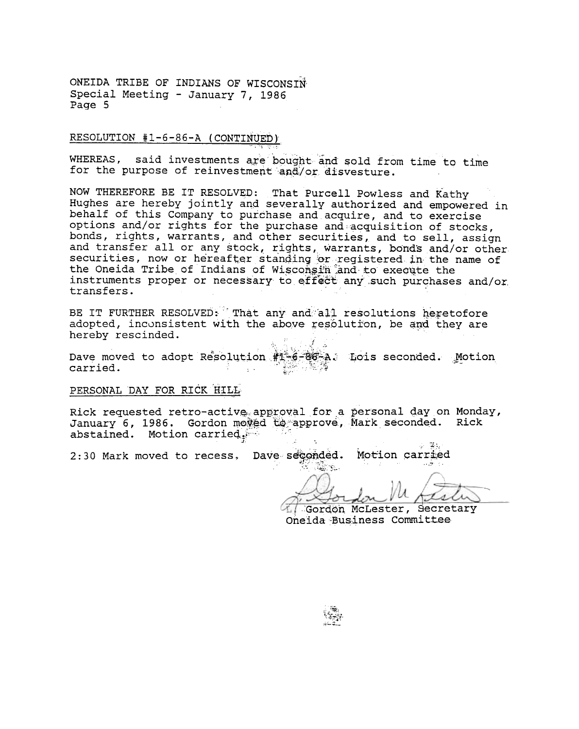ONEIDA TRIBE OF INDIANS OF WISCONSIN
Special Meeting - January 7, 1986
Page 5

RESOLUTION #1-6-86-A (CONTINUED)

WHEREAS, said investments are bought and sold from time to time for the purpose of reinvestment and/or disvesture.

NOW THEREFORE BE IT RESOLVED: That Purcell Powless and Kathy Hughes are hereby jointly and severally authorized and empowered in behalf of this Company to purchase and acquire, and to exercise options and/or rights for the purchase and acquisition of stocks, bonds, rights, warrants, and other securities, and to sell, assign and transfer all or any stock, rights, warrants, bonds and/or other securities, now or hereafter standing or registered in the name of the Oneida Tribe of Indians of Wisconsin and to execute the instruments proper or necessary to effect any such purchases and/or transfers.

BE IT FURTHER RESOLVED: That any and all resolutions heretofore adopted, inconsistent with the above resolution, be and they are hereby rescinded.

Dave moved to adopt Resolution #1-6-86-A. Lois seconded. Motion carried.

PERSONAL DAY FOR RICK HILL

Rick requested retro-active approval for a personal day on Monday, January 6, 1986. Gordon moved to approve, Mark seconded. Rick abstained. Motion carried.

2:30 Mark moved to recess. Dave seconded. Motion carried

L. Gordon McLester, Secretary
Oneida Business Committee